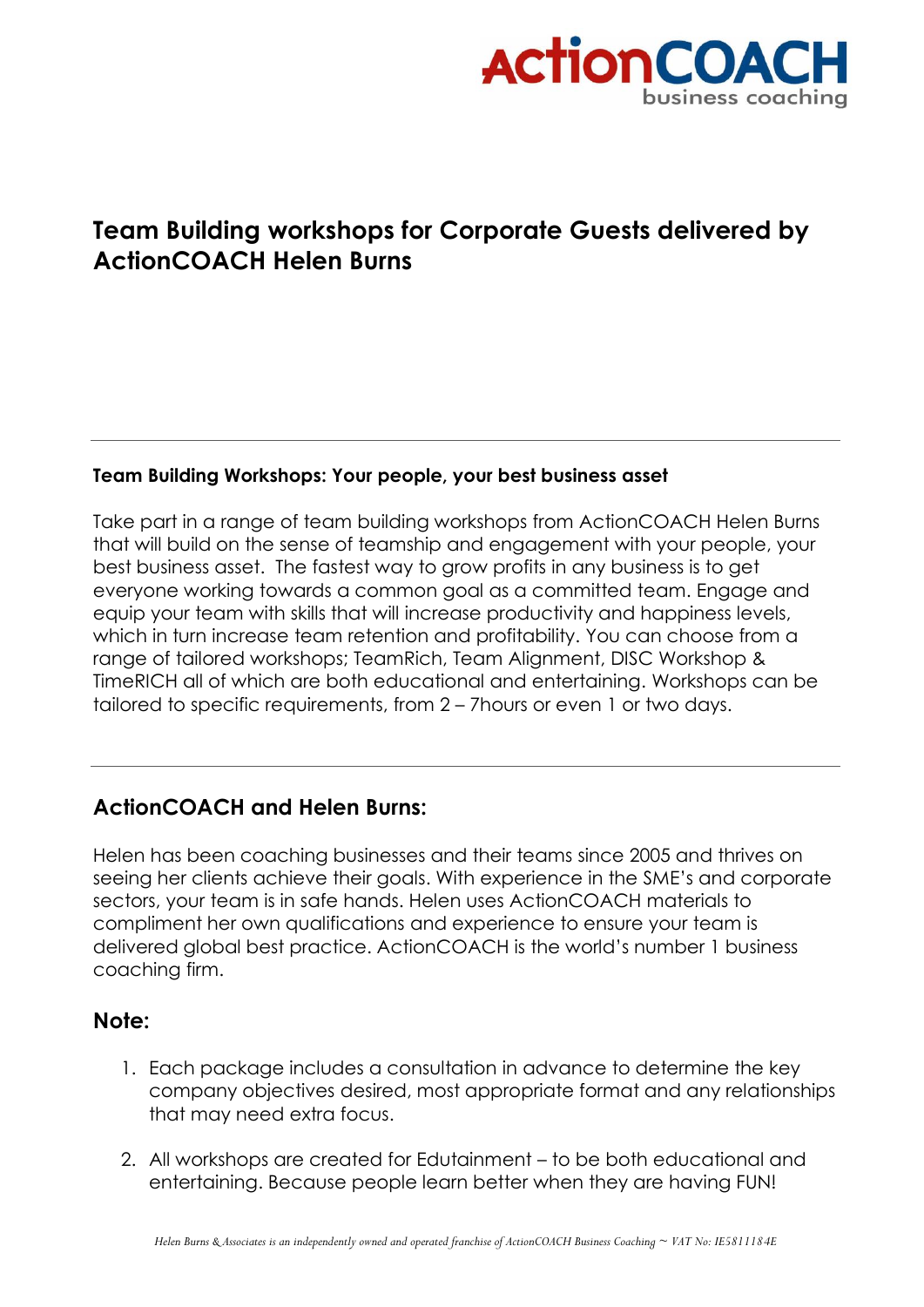ActionCOACH business coaching

# Team Building workshops for Corporate Guests delivered by ActionCOACH Helen Burns

---

**Team Building Workshops: Your people, your best business asset**

Take part in a range of team building workshops from ActionCOACH Helen Burns that will build on the sense of teamship and engagement with your people, your best business asset. The fastest way to grow profits in any business is to get everyone working towards a common goal as a committed team. Engage and equip your team with skills that will increase productivity and happiness levels, which in turn increase team retention and profitability. You can choose from a range of tailored workshops; TeamRich, Team Alignment, DISC Workshop & TimeRICH all of which are both educational and entertaining. Workshops can be tailored to specific requirements, from 2 – 7hours or even 1 or two days.

---

## ActionCOACH and Helen Burns:

Helen has been coaching businesses and their teams since 2005 and thrives on seeing her clients achieve their goals. With experience in the SME's and corporate sectors, your team is in safe hands. Helen uses ActionCOACH materials to compliment her own qualifications and experience to ensure your team is delivered global best practice. ActionCOACH is the world's number 1 business coaching firm.

## Note:

1. Each package includes a consultation in advance to determine the key company objectives desired, most appropriate format and any relationships that may need extra focus.

2. All workshops are created for Edutainment – to be both educational and entertaining. Because people learn better when they are having FUN!

*Helen Burns & Associates is an independently owned and operated franchise of ActionCOACH Business Coaching ~ VAT No: IE5811184E*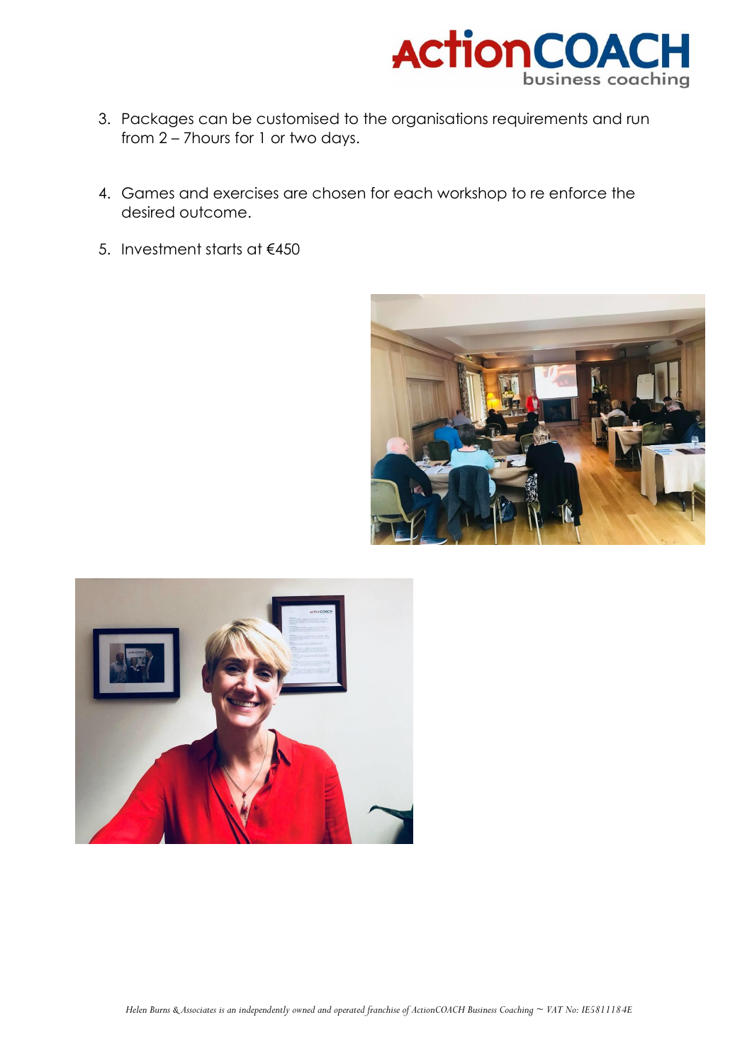3. Packages can be customised to the organisations requirements and run from 2 – 7hours for 1 or two days.

4. Games and exercises are chosen for each workshop to re enforce the desired outcome.

5. Investment starts at €450

*Helen Burns & Associates is an independently owned and operated franchise of ActionCOACH Business Coaching ~ VAT No: IE5811184E*